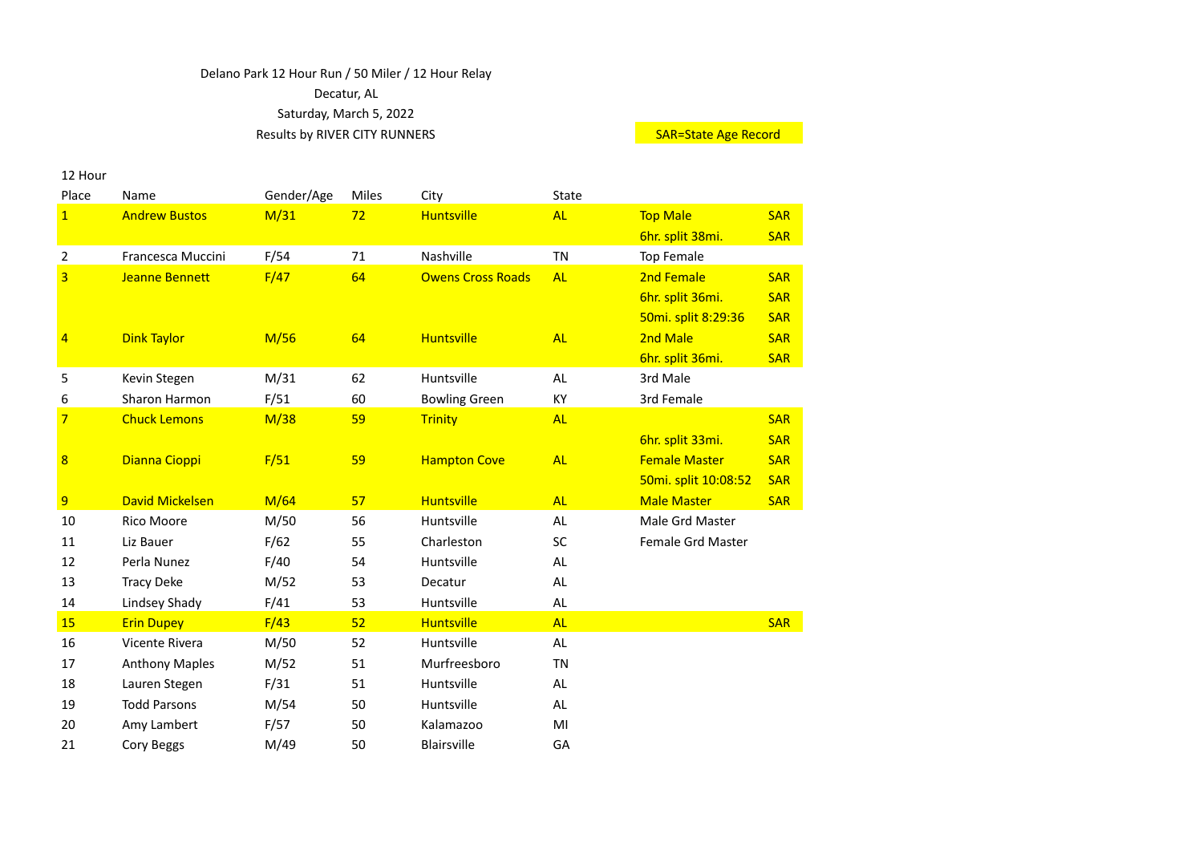Delano Park 12 Hour Run / 50 Miler / 12 Hour Relay

Decatur, AL

Saturday, March 5, 2022

Results by RIVER CITY RUNNERS

SAR=State Age Record

12 Hour

| Place | Name | Gender/Age | Miles | City | State | | |
|---|---|---|---|---|---|---|---|
| 1 | Andrew Bustos | M/31 | 72 | Huntsville | AL | Top Male | SAR |
| | | | | | | 6hr. split 38mi. | SAR |
| 2 | Francesca Muccini | F/54 | 71 | Nashville | TN | Top Female | |
| 3 | Jeanne Bennett | F/47 | 64 | Owens Cross Roads | AL | 2nd Female | SAR |
| | | | | | | 6hr. split 36mi. | SAR |
| | | | | | | 50mi. split 8:29:36 | SAR |
| 4 | Dink Taylor | M/56 | 64 | Huntsville | AL | 2nd Male | SAR |
| | | | | | | 6hr. split 36mi. | SAR |
| 5 | Kevin Stegen | M/31 | 62 | Huntsville | AL | 3rd Male | |
| 6 | Sharon Harmon | F/51 | 60 | Bowling Green | KY | 3rd Female | |
| 7 | Chuck Lemons | M/38 | 59 | Trinity | AL | | SAR |
| | | | | | | 6hr. split 33mi. | SAR |
| 8 | Dianna Cioppi | F/51 | 59 | Hampton Cove | AL | Female Master | SAR |
| | | | | | | 50mi. split 10:08:52 | SAR |
| 9 | David Mickelsen | M/64 | 57 | Huntsville | AL | Male Master | SAR |
| 10 | Rico Moore | M/50 | 56 | Huntsville | AL | Male Grd Master | |
| 11 | Liz Bauer | F/62 | 55 | Charleston | SC | Female Grd Master | |
| 12 | Perla Nunez | F/40 | 54 | Huntsville | AL | | |
| 13 | Tracy Deke | M/52 | 53 | Decatur | AL | | |
| 14 | Lindsey Shady | F/41 | 53 | Huntsville | AL | | |
| 15 | Erin Dupey | F/43 | 52 | Huntsville | AL | | SAR |
| 16 | Vicente Rivera | M/50 | 52 | Huntsville | AL | | |
| 17 | Anthony Maples | M/52 | 51 | Murfreesboro | TN | | |
| 18 | Lauren Stegen | F/31 | 51 | Huntsville | AL | | |
| 19 | Todd Parsons | M/54 | 50 | Huntsville | AL | | |
| 20 | Amy Lambert | F/57 | 50 | Kalamazoo | MI | | |
| 21 | Cory Beggs | M/49 | 50 | Blairsville | GA | | |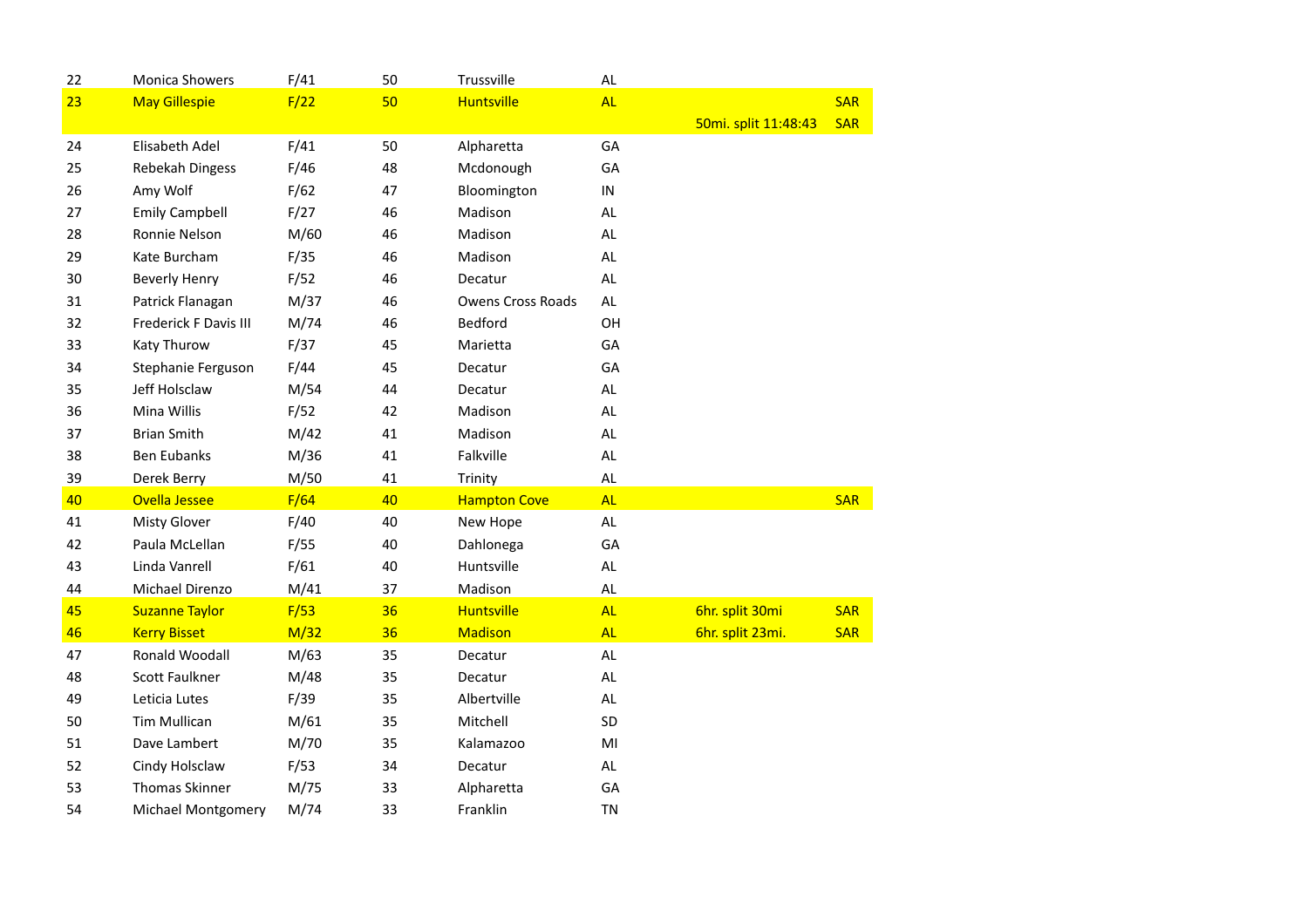| | | | | | | | |
|---|---|---|---|---|---|---|---|
| 22 | Monica Showers | F/41 | 50 | Trussville | AL | | |
| 23 | May Gillespie | F/22 | 50 | Huntsville | AL | | SAR |
| | | | | | | 50mi. split 11:48:43 | SAR |
| 24 | Elisabeth Adel | F/41 | 50 | Alpharetta | GA | | |
| 25 | Rebekah Dingess | F/46 | 48 | Mcdonough | GA | | |
| 26 | Amy Wolf | F/62 | 47 | Bloomington | IN | | |
| 27 | Emily Campbell | F/27 | 46 | Madison | AL | | |
| 28 | Ronnie Nelson | M/60 | 46 | Madison | AL | | |
| 29 | Kate Burcham | F/35 | 46 | Madison | AL | | |
| 30 | Beverly Henry | F/52 | 46 | Decatur | AL | | |
| 31 | Patrick Flanagan | M/37 | 46 | Owens Cross Roads | AL | | |
| 32 | Frederick F Davis III | M/74 | 46 | Bedford | OH | | |
| 33 | Katy Thurow | F/37 | 45 | Marietta | GA | | |
| 34 | Stephanie Ferguson | F/44 | 45 | Decatur | GA | | |
| 35 | Jeff Holsclaw | M/54 | 44 | Decatur | AL | | |
| 36 | Mina Willis | F/52 | 42 | Madison | AL | | |
| 37 | Brian Smith | M/42 | 41 | Madison | AL | | |
| 38 | Ben Eubanks | M/36 | 41 | Falkville | AL | | |
| 39 | Derek Berry | M/50 | 41 | Trinity | AL | | |
| 40 | Ovella Jessee | F/64 | 40 | Hampton Cove | AL | | SAR |
| 41 | Misty Glover | F/40 | 40 | New Hope | AL | | |
| 42 | Paula McLellan | F/55 | 40 | Dahlonega | GA | | |
| 43 | Linda Vanrell | F/61 | 40 | Huntsville | AL | | |
| 44 | Michael Direnzo | M/41 | 37 | Madison | AL | | |
| 45 | Suzanne Taylor | F/53 | 36 | Huntsville | AL | 6hr. split 30mi | SAR |
| 46 | Kerry Bisset | M/32 | 36 | Madison | AL | 6hr. split 23mi. | SAR |
| 47 | Ronald Woodall | M/63 | 35 | Decatur | AL | | |
| 48 | Scott Faulkner | M/48 | 35 | Decatur | AL | | |
| 49 | Leticia Lutes | F/39 | 35 | Albertville | AL | | |
| 50 | Tim Mullican | M/61 | 35 | Mitchell | SD | | |
| 51 | Dave Lambert | M/70 | 35 | Kalamazoo | MI | | |
| 52 | Cindy Holsclaw | F/53 | 34 | Decatur | AL | | |
| 53 | Thomas Skinner | M/75 | 33 | Alpharetta | GA | | |
| 54 | Michael Montgomery | M/74 | 33 | Franklin | TN | | |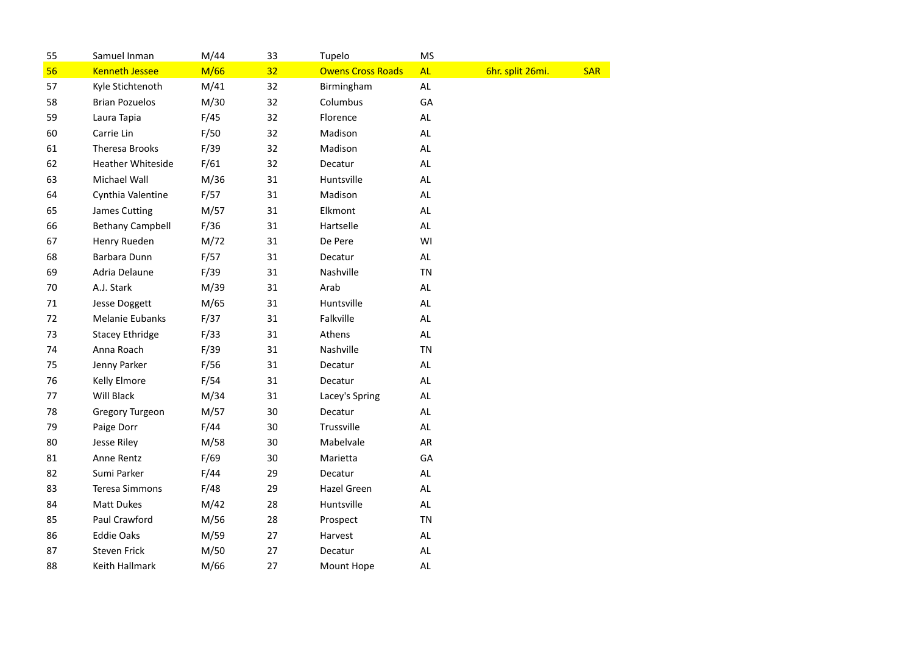| | | | | | | | |
|---|---|---|---|---|---|---|---|
| 55 | Samuel Inman | M/44 | 33 | Tupelo | MS | | |
| 56 | Kenneth Jessee | M/66 | 32 | Owens Cross Roads | AL | 6hr. split 26mi. | SAR |
| 57 | Kyle Stichtenoth | M/41 | 32 | Birmingham | AL | | |
| 58 | Brian Pozuelos | M/30 | 32 | Columbus | GA | | |
| 59 | Laura Tapia | F/45 | 32 | Florence | AL | | |
| 60 | Carrie Lin | F/50 | 32 | Madison | AL | | |
| 61 | Theresa Brooks | F/39 | 32 | Madison | AL | | |
| 62 | Heather Whiteside | F/61 | 32 | Decatur | AL | | |
| 63 | Michael Wall | M/36 | 31 | Huntsville | AL | | |
| 64 | Cynthia Valentine | F/57 | 31 | Madison | AL | | |
| 65 | James Cutting | M/57 | 31 | Elkmont | AL | | |
| 66 | Bethany Campbell | F/36 | 31 | Hartselle | AL | | |
| 67 | Henry Rueden | M/72 | 31 | De Pere | WI | | |
| 68 | Barbara Dunn | F/57 | 31 | Decatur | AL | | |
| 69 | Adria Delaune | F/39 | 31 | Nashville | TN | | |
| 70 | A.J. Stark | M/39 | 31 | Arab | AL | | |
| 71 | Jesse Doggett | M/65 | 31 | Huntsville | AL | | |
| 72 | Melanie Eubanks | F/37 | 31 | Falkville | AL | | |
| 73 | Stacey Ethridge | F/33 | 31 | Athens | AL | | |
| 74 | Anna Roach | F/39 | 31 | Nashville | TN | | |
| 75 | Jenny Parker | F/56 | 31 | Decatur | AL | | |
| 76 | Kelly Elmore | F/54 | 31 | Decatur | AL | | |
| 77 | Will Black | M/34 | 31 | Lacey's Spring | AL | | |
| 78 | Gregory Turgeon | M/57 | 30 | Decatur | AL | | |
| 79 | Paige Dorr | F/44 | 30 | Trussville | AL | | |
| 80 | Jesse Riley | M/58 | 30 | Mabelvale | AR | | |
| 81 | Anne Rentz | F/69 | 30 | Marietta | GA | | |
| 82 | Sumi Parker | F/44 | 29 | Decatur | AL | | |
| 83 | Teresa Simmons | F/48 | 29 | Hazel Green | AL | | |
| 84 | Matt Dukes | M/42 | 28 | Huntsville | AL | | |
| 85 | Paul Crawford | M/56 | 28 | Prospect | TN | | |
| 86 | Eddie Oaks | M/59 | 27 | Harvest | AL | | |
| 87 | Steven Frick | M/50 | 27 | Decatur | AL | | |
| 88 | Keith Hallmark | M/66 | 27 | Mount Hope | AL | | |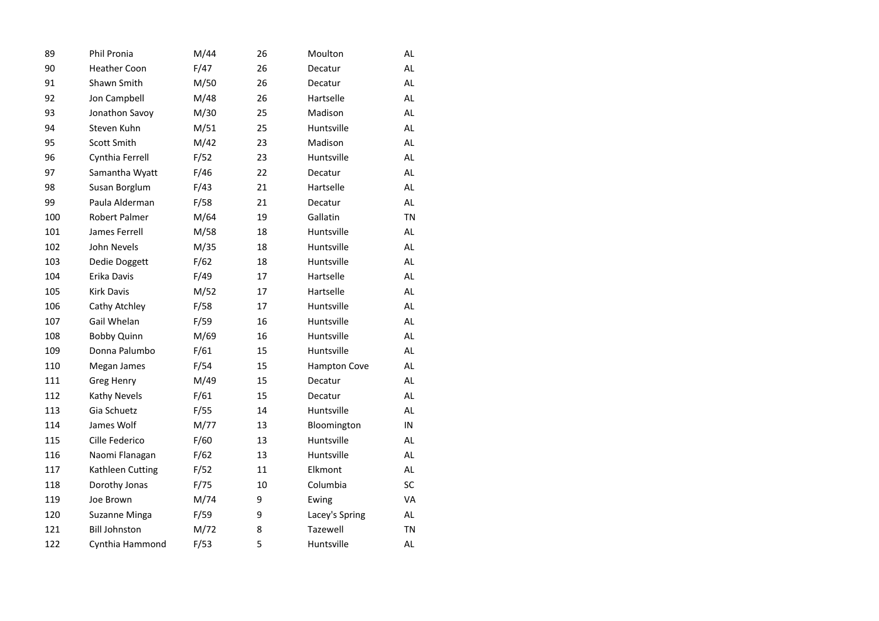| | | | | | |
|---|---|---|---|---|---|
| 89 | Phil Pronia | M/44 | 26 | Moulton | AL |
| 90 | Heather Coon | F/47 | 26 | Decatur | AL |
| 91 | Shawn Smith | M/50 | 26 | Decatur | AL |
| 92 | Jon Campbell | M/48 | 26 | Hartselle | AL |
| 93 | Jonathon Savoy | M/30 | 25 | Madison | AL |
| 94 | Steven Kuhn | M/51 | 25 | Huntsville | AL |
| 95 | Scott Smith | M/42 | 23 | Madison | AL |
| 96 | Cynthia Ferrell | F/52 | 23 | Huntsville | AL |
| 97 | Samantha Wyatt | F/46 | 22 | Decatur | AL |
| 98 | Susan Borglum | F/43 | 21 | Hartselle | AL |
| 99 | Paula Alderman | F/58 | 21 | Decatur | AL |
| 100 | Robert Palmer | M/64 | 19 | Gallatin | TN |
| 101 | James Ferrell | M/58 | 18 | Huntsville | AL |
| 102 | John Nevels | M/35 | 18 | Huntsville | AL |
| 103 | Dedie Doggett | F/62 | 18 | Huntsville | AL |
| 104 | Erika Davis | F/49 | 17 | Hartselle | AL |
| 105 | Kirk Davis | M/52 | 17 | Hartselle | AL |
| 106 | Cathy Atchley | F/58 | 17 | Huntsville | AL |
| 107 | Gail Whelan | F/59 | 16 | Huntsville | AL |
| 108 | Bobby Quinn | M/69 | 16 | Huntsville | AL |
| 109 | Donna Palumbo | F/61 | 15 | Huntsville | AL |
| 110 | Megan James | F/54 | 15 | Hampton Cove | AL |
| 111 | Greg Henry | M/49 | 15 | Decatur | AL |
| 112 | Kathy Nevels | F/61 | 15 | Decatur | AL |
| 113 | Gia Schuetz | F/55 | 14 | Huntsville | AL |
| 114 | James Wolf | M/77 | 13 | Bloomington | IN |
| 115 | Cille Federico | F/60 | 13 | Huntsville | AL |
| 116 | Naomi Flanagan | F/62 | 13 | Huntsville | AL |
| 117 | Kathleen Cutting | F/52 | 11 | Elkmont | AL |
| 118 | Dorothy Jonas | F/75 | 10 | Columbia | SC |
| 119 | Joe Brown | M/74 | 9 | Ewing | VA |
| 120 | Suzanne Minga | F/59 | 9 | Lacey's Spring | AL |
| 121 | Bill Johnston | M/72 | 8 | Tazewell | TN |
| 122 | Cynthia Hammond | F/53 | 5 | Huntsville | AL |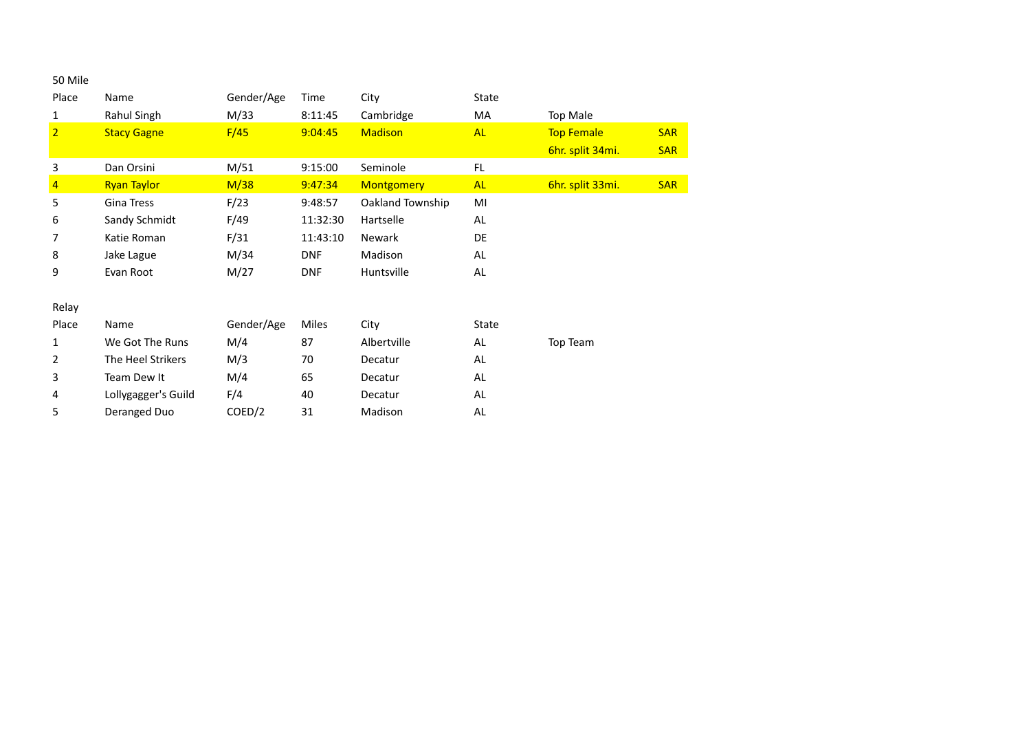50 Mile

| Place | Name | Gender/Age | Time | City | State | | |
|---|---|---|---|---|---|---|---|
| 1 | Rahul Singh | M/33 | 8:11:45 | Cambridge | MA | Top Male | |
| 2 | Stacy Gagne | F/45 | 9:04:45 | Madison | AL | Top Female | SAR |
| | | | | | | 6hr. split 34mi. | SAR |
| 3 | Dan Orsini | M/51 | 9:15:00 | Seminole | FL | | |
| 4 | Ryan Taylor | M/38 | 9:47:34 | Montgomery | AL | 6hr. split 33mi. | SAR |
| 5 | Gina Tress | F/23 | 9:48:57 | Oakland Township | MI | | |
| 6 | Sandy Schmidt | F/49 | 11:32:30 | Hartselle | AL | | |
| 7 | Katie Roman | F/31 | 11:43:10 | Newark | DE | | |
| 8 | Jake Lague | M/34 | DNF | Madison | AL | | |
| 9 | Evan Root | M/27 | DNF | Huntsville | AL | | |

Relay

| Place | Name | Gender/Age | Miles | City | State | |
|---|---|---|---|---|---|---|
| 1 | We Got The Runs | M/4 | 87 | Albertville | AL | Top Team |
| 2 | The Heel Strikers | M/3 | 70 | Decatur | AL | |
| 3 | Team Dew It | M/4 | 65 | Decatur | AL | |
| 4 | Lollygagger's Guild | F/4 | 40 | Decatur | AL | |
| 5 | Deranged Duo | COED/2 | 31 | Madison | AL | |